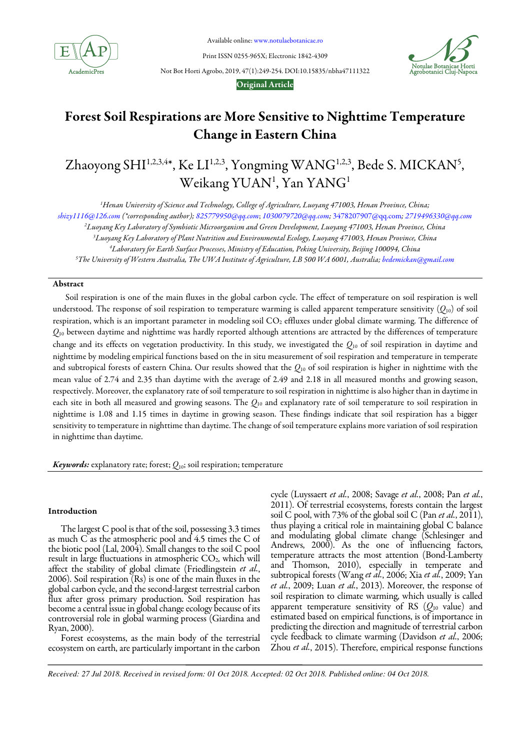Available online: www.notulaebotanicae.ro

Print ISSN 0255-965X; Electronic 1842-4309

Not Bot Horti Agrobo, 2019, 47(1):249-254. DOI:10.15835/nbha47111322

**Original Article**

# Forest Soil Respirations are More Sensitive to Nighttime Temperature Change in Eastern China

Zhaoyong SHI[1,2,3,4*], Ke LI[1,2,3], Yongming WANG[1,2,3], Bede S. MICKAN[5], Weikang YUAN[1], Yan YANG[1]

[1]*Henan University of Science and Technology, College of Agriculture, Luoyang 471003, Henan Province, China; shizy1116@126.com (\*corresponding author); 825779950@qq.com; 1030079720@qq.com; 3478207907@qq.com; 2719496330@qq.com*

[2]*Luoyang Key Laboratory of Symbiotic Microorganism and Green Development, Luoyang 471003, Henan Province, China*

[3]*Luoyang Key Laboratory of Plant Nutrition and Environmental Ecology, Luoyang 471003, Henan Province, China*

[4]*Laboratory for Earth Surface Processes, Ministry of Education, Peking University, Beijing 100094, China*

[5]*The University of Western Australia, The UWA Institute of Agriculture, LB 500 WA 6001, Australia; bedemickan@gmail.com*

## Abstract

Soil respiration is one of the main fluxes in the global carbon cycle. The effect of temperature on soil respiration is well understood. The response of soil respiration to temperature warming is called apparent temperature sensitivity ($Q_{10}$) of soil respiration, which is an important parameter in modeling soil $CO_2$ effluxes under global climate warming. The difference of $Q_{10}$ between daytime and nighttime was hardly reported although attentions are attracted by the differences of temperature change and its effects on vegetation productivity. In this study, we investigated the $Q_{10}$ of soil respiration in daytime and nighttime by modeling empirical functions based on the in situ measurement of soil respiration and temperature in temperate and subtropical forests of eastern China. Our results showed that the $Q_{10}$ of soil respiration is higher in nighttime with the mean value of 2.74 and 2.35 than daytime with the average of 2.49 and 2.18 in all measured months and growing season, respectively. Moreover, the explanatory rate of soil temperature to soil respiration in nighttime is also higher than in daytime in each site in both all measured and growing seasons. The $Q_{10}$ and explanatory rate of soil temperature to soil respiration in nighttime is 1.08 and 1.15 times in daytime in growing season. These findings indicate that soil respiration has a bigger sensitivity to temperature in nighttime than daytime. The change of soil temperature explains more variation of soil respiration in nighttime than daytime.

***Keywords:*** explanatory rate; forest; $Q_{10}$; soil respiration; temperature

## Introduction

The largest C pool is that of the soil, possessing 3.3 times as much C as the atmospheric pool and 4.5 times the C of the biotic pool (Lal, 2004). Small changes to the soil C pool result in large fluctuations in atmospheric $CO_2$, which will affect the stability of global climate (Friedlingstein *et al.*, 2006). Soil respiration (Rs) is one of the main fluxes in the global carbon cycle, and the second-largest terrestrial carbon flux after gross primary production. Soil respiration has become a central issue in global change ecology because of its controversial role in global warming process (Giardina and Ryan, 2000).

Forest ecosystems, as the main body of the terrestrial ecosystem on earth, are particularly important in the carbon cycle (Luyssaert *et al.*, 2008; Savage *et al.*, 2008; Pan *et al.*, 2011). Of terrestrial ecosystems, forests contain the largest soil C pool, with 73% of the global soil C (Pan *et al.*, 2011), thus playing a critical role in maintaining global C balance and modulating global climate change (Schlesinger and Andrews, 2000). As the one of influencing factors, temperature attracts the most attention (Bond-Lamberty and Thomson, 2010), especially in temperate and subtropical forests (Wang *et al.*, 2006; Xia *et al.*, 2009; Yan *et al.*, 2009; Luan *et al.*, 2013). Moreover, the response of soil respiration to climate warming, which usually is called apparent temperature sensitivity of RS ($Q_{10}$ value) and estimated based on empirical functions, is of importance in predicting the direction and magnitude of terrestrial carbon cycle feedback to climate warming (Davidson *et al.*, 2006; Zhou *et al.*, 2015). Therefore, empirical response functions

*Received: 27 Jul 2018. Received in revised form: 01 Oct 2018. Accepted: 02 Oct 2018. Published online: 04 Oct 2018.*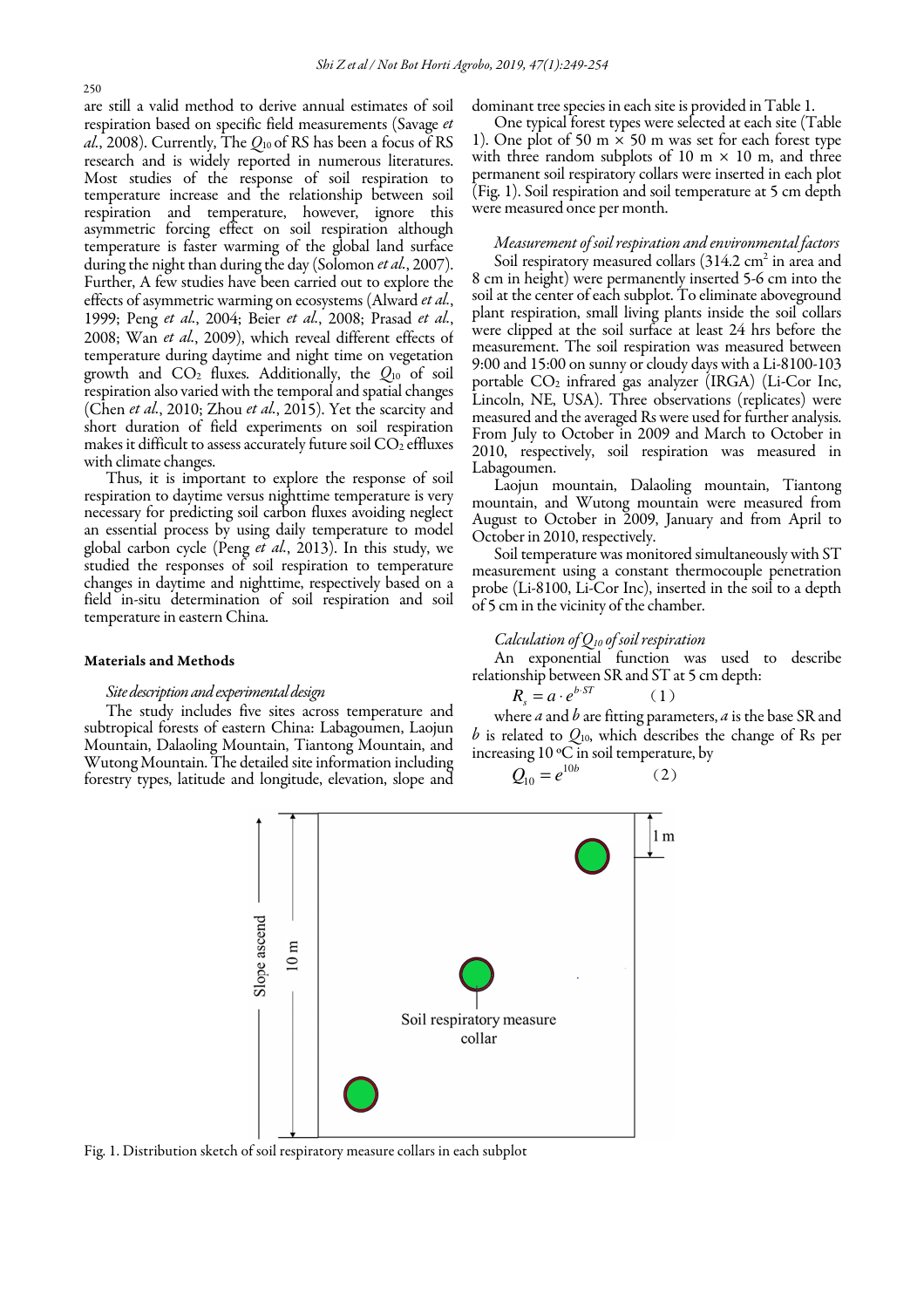are still a valid method to derive annual estimates of soil respiration based on specific field measurements (Savage *et al.*, 2008). Currently, The $Q_{10}$ of RS has been a focus of RS research and is widely reported in numerous literatures. Most studies of the response of soil respiration to temperature increase and the relationship between soil respiration and temperature, however, ignore this asymmetric forcing effect on soil respiration although temperature is faster warming of the global land surface during the night than during the day (Solomon *et al.*, 2007). Further, A few studies have been carried out to explore the effects of asymmetric warming on ecosystems (Alward *et al.*, 1999; Peng *et al.*, 2004; Beier *et al.*, 2008; Prasad *et al.*, 2008; Wan *et al.*, 2009), which reveal different effects of temperature during daytime and night time on vegetation growth and $CO_2$ fluxes. Additionally, the $Q_{10}$ of soil respiration also varied with the temporal and spatial changes (Chen *et al.*, 2010; Zhou *et al.*, 2015). Yet the scarcity and short duration of field experiments on soil respiration makes it difficult to assess accurately future soil $CO_2$ effluxes with climate changes.

Thus, it is important to explore the response of soil respiration to daytime versus nighttime temperature is very necessary for predicting soil carbon fluxes avoiding neglect an essential process by using daily temperature to model global carbon cycle (Peng *et al.*, 2013). In this study, we studied the responses of soil respiration to temperature changes in daytime and nighttime, respectively based on a field in-situ determination of soil respiration and soil temperature in eastern China.

## Materials and Methods

### *Site description and experimental design*

The study includes five sites across temperature and subtropical forests of eastern China: Labagoumen, Laojun Mountain, Dalaoling Mountain, Tiantong Mountain, and Wutong Mountain. The detailed site information including forestry types, latitude and longitude, elevation, slope and dominant tree species in each site is provided in Table 1.

One typical forest types were selected at each site (Table 1). One plot of 50 m × 50 m was set for each forest type with three random subplots of 10 m × 10 m, and three permanent soil respiratory collars were inserted in each plot (Fig. 1). Soil respiration and soil temperature at 5 cm depth were measured once per month.

### *Measurement of soil respiration and environmental factors*

Soil respiratory measured collars (314.2 $cm^2$ in area and 8 cm in height) were permanently inserted 5-6 cm into the soil at the center of each subplot. To eliminate aboveground plant respiration, small living plants inside the soil collars were clipped at the soil surface at least 24 hrs before the measurement. The soil respiration was measured between 9:00 and 15:00 on sunny or cloudy days with a Li-8100-103 portable $CO_2$ infrared gas analyzer (IRGA) (Li-Cor Inc, Lincoln, NE, USA). Three observations (replicates) were measured and the averaged Rs were used for further analysis. From July to October in 2009 and March to October in 2010, respectively, soil respiration was measured in Labagoumen.

Laojun mountain, Dalaoling mountain, Tiantong mountain, and Wutong mountain were measured from August to October in 2009, January and from April to October in 2010, respectively.

Soil temperature was monitored simultaneously with ST measurement using a constant thermocouple penetration probe (Li-8100, Li-Cor Inc), inserted in the soil to a depth of 5 cm in the vicinity of the chamber.

### *Calculation of $Q_{10}$ of soil respiration*

An exponential function was used to describe relationship between SR and ST at 5 cm depth:

$$R_s = a \cdot e^{b \cdot ST} \qquad (1)$$

where *a* and *b* are fitting parameters, *a* is the base SR and *b* is related to $Q_{10}$, which describes the change of Rs per increasing 10 °C in soil temperature, by

$$Q_{10} = e^{10b} \qquad (2)$$

Slope ascend | 10 m | 1 m | Soil respiratory measure collar

Fig. 1. Distribution sketch of soil respiratory measure collars in each subplot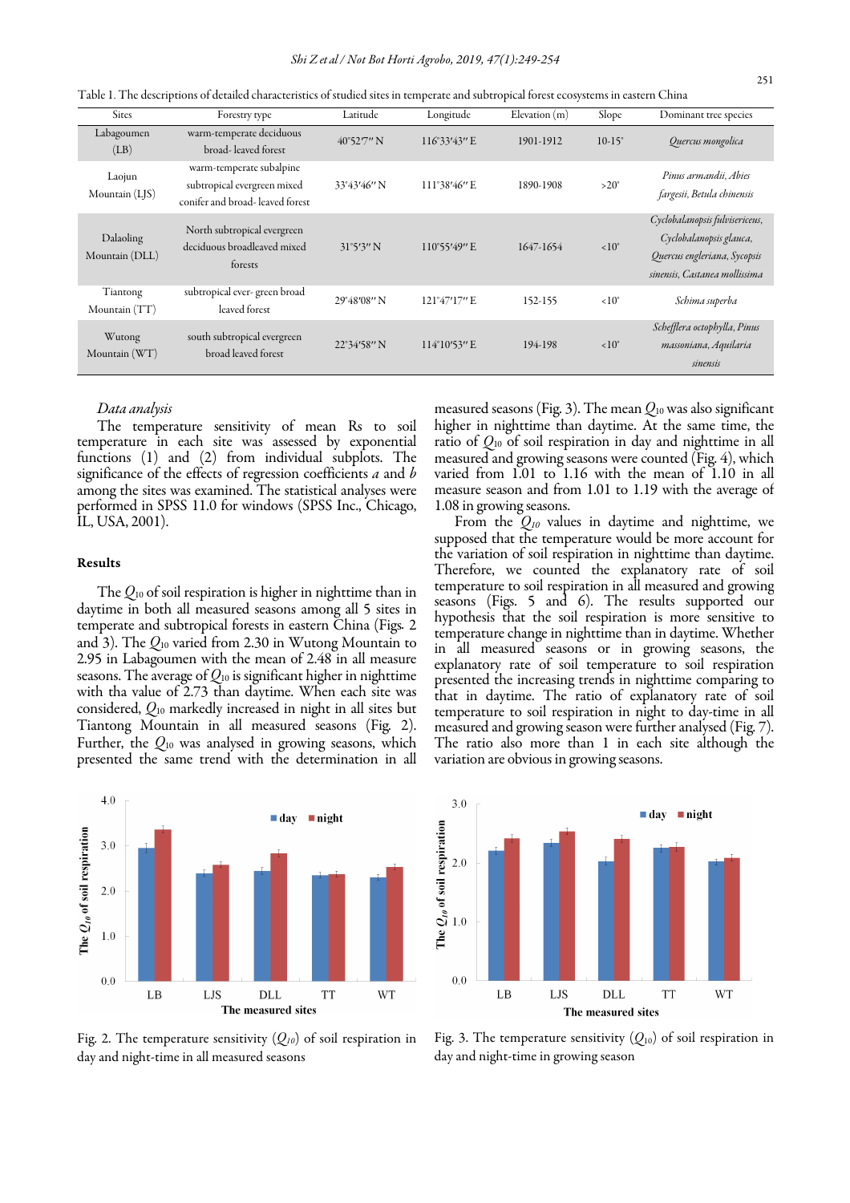Table 1. The descriptions of detailed characteristics of studied sites in temperate and subtropical forest ecosystems in eastern China

| Sites | Forestry type | Latitude | Longitude | Elevation (m) | Slope | Dominant tree species |
|---|---|---|---|---|---|---|
| Labagoumen (LB) | warm-temperate deciduous broad- leaved forest | 40°52'7" N | 116°33'43" E | 1901-1912 | 10-15° | *Quercus mongolica* |
| Laojun Mountain (LJS) | warm-temperate subalpine subtropical evergreen mixed conifer and broad- leaved forest | 33°43'46" N | 111°38'46" E | 1890-1908 | >20° | *Pinus armandii*, *Abies fargesii*, *Betula chinensis* |
| Dalaoling Mountain (DLL) | North subtropical evergreen deciduous broadleaved mixed forests | 31°5'3" N | 110°55'49" E | 1647-1654 | <10° | *Cyclobalanopsis fulvisericeus*, *Cyclobalanopsis glauca*, *Quercus engleriana*, *Sycopsis sinensis*, *Castanea mollissima* |
| Tiantong Mountain (TT) | subtropical ever- green broad leaved forest | 29°48'08" N | 121°47'17" E | 152-155 | <10° | *Schima superba* |
| Wutong Mountain (WT) | south subtropical evergreen broad leaved forest | 22°34'58" N | 114°10'53" E | 194-198 | <10° | *Schefflera octophylla*, *Pinus massoniana*, *Aquilaria sinensis* |

*Data analysis*

The temperature sensitivity of mean Rs to soil temperature in each site was assessed by exponential functions (1) and (2) from individual subplots. The significance of the regression coefficients *a* and *b* among the sites was examined. The statistical analyses were performed in SPSS 11.0 for windows (SPSS Inc., Chicago, IL, USA, 2001).

## Results

The $Q_{10}$ of soil respiration is higher in nighttime than in daytime in both all measured seasons among all 5 sites in temperate and subtropical forests in eastern China (Figs. 2 and 3). The $Q_{10}$ varied from 2.30 in Wutong Mountain to 2.95 in Labagoumen with the mean of 2.48 in all measure seasons. The average of $Q_{10}$ is significant higher in nighttime with tha value of 2.73 than daytime. When each site was considered, $Q_{10}$ markedly increased in night in all sites but Tiantong Mountain in all measured seasons (Fig. 2). Further, the $Q_{10}$ was analysed in growing seasons, which presented the same trend with the determination in all measured seasons (Fig. 3). The mean $Q_{10}$ was also significant higher in nighttime than daytime. At the same time, the ratio of $Q_{10}$ of soil respiration in day and nighttime in all measured and growing seasons were counted (Fig. 4), which varied from 1.01 to 1.16 with the mean of 1.10 in all measure season and from 1.01 to 1.19 with the average of 1.08 in growing seasons.

From the $Q_{10}$ values in daytime and nighttime, we supposed that the temperature would be more account for the variation of soil respiration in nighttime than daytime. Therefore, we counted the explanatory rate of soil temperature to soil respiration in all measured and growing seasons (Figs. 5 and 6). The results supported our hypothesis that the soil respiration is more sensitive to temperature change in nighttime than in daytime. Whether in all measured seasons or in growing seasons, the explanatory rate of soil temperature to soil respiration presented the increasing trends in nighttime comparing to that in daytime. The ratio of explanatory rate of soil temperature to soil respiration in night to day-time in all measured and growing season were further analysed (Fig. 7). The ratio also more than 1 in each site although the variation are obvious in growing seasons.

Fig. 2. The temperature sensitivity ($Q_{10}$) of soil respiration in day and night-time in all measured seasons

Fig. 3. The temperature sensitivity ($Q_{10}$) of soil respiration in day and night-time in growing season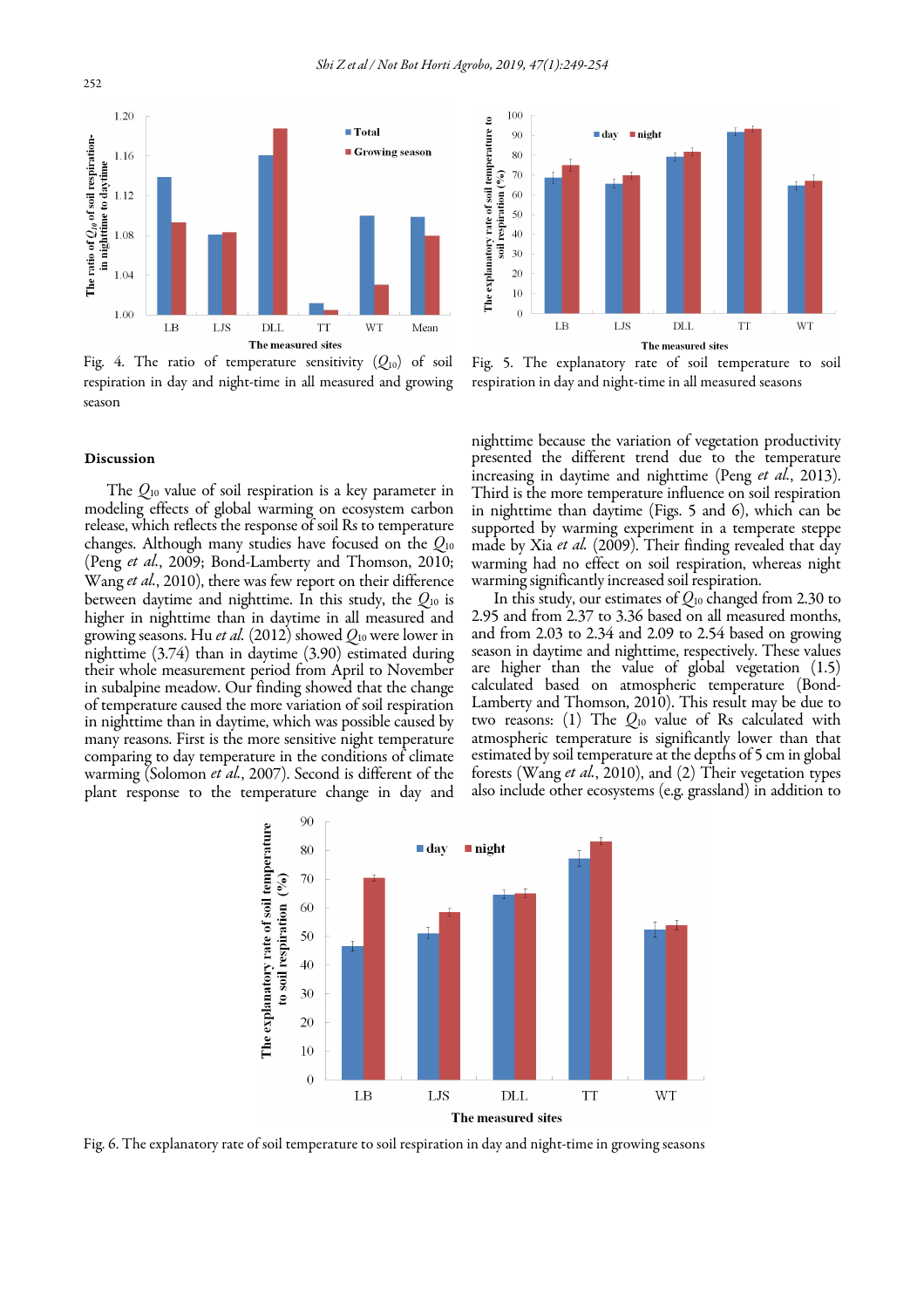Fig. 4. The ratio of temperature sensitivity ($Q_{10}$) of soil respiration in day and night-time in all measured and growing season

Fig. 5. The explanatory rate of soil temperature to soil respiration in day and night-time in all measured seasons

## Discussion

The $Q_{10}$ value of soil respiration is a key parameter in modeling effects of global warming on ecosystem carbon release, which reflects the response of soil Rs to temperature changes. Although many studies have focused on the $Q_{10}$ (Peng *et al.*, 2009; Bond-Lamberty and Thomson, 2010; Wang *et al.*, 2010), there was few report on their difference between daytime and nighttime. In this study, the $Q_{10}$ is higher in nighttime than in daytime in all measured and growing seasons. Hu *et al.* (2012) showed $Q_{10}$ were lower in nighttime (3.74) than in daytime (3.90) estimated during their whole measurement period from April to November in subalpine meadow. Our finding showed that the change of temperature caused the more variation of soil respiration in nighttime than in daytime, which was possible caused by many reasons. First is the more sensitive night temperature comparing to day temperature in the conditions of climate warming (Solomon *et al.*, 2007). Second is different of the plant response to the temperature change in day and nighttime because the variation of vegetation productivity presented the different trend due to the temperature increasing in daytime and nighttime (Peng *et al.*, 2013). Third is the more temperature influence on soil respiration in nighttime than daytime (Figs. 5 and 6), which can be supported by warming experiment in a temperate steppe made by Xia *et al.* (2009). Their finding revealed that day warming had no effect on soil respiration, whereas night warming significantly increased soil respiration.

In this study, our estimates of $Q_{10}$ changed from 2.30 to 2.95 and from 2.37 to 3.36 based on all measured months, and from 2.03 to 2.34 and 2.09 to 2.54 based on growing season in daytime and nighttime, respectively. These values are higher than the value of global vegetation (1.5) calculated based on atmospheric temperature (Bond-Lamberty and Thomson, 2010). This result may be due to two reasons: (1) The $Q_{10}$ value of Rs calculated with atmospheric temperature is significantly lower than that estimated by soil temperature at the depths of 5 cm in global forests (Wang *et al.*, 2010), and (2) Their vegetation types also include other ecosystems (e.g. grassland) in addition to

Fig. 6. The explanatory rate of soil temperature to soil respiration in day and night-time in growing seasons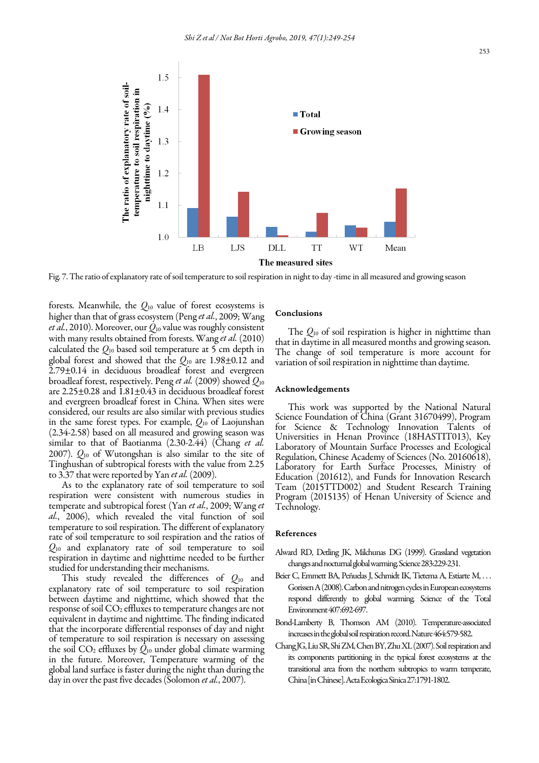Fig. 7. The ratio of explanatory rate of soil temperature to soil respiration in night to day -time in all measured and growing season

forests. Meanwhile, the $Q_{10}$ value of forest ecosystems is higher than that of grass ecosystem (Peng *et al.*, 2009; Wang *et al.*, 2010). Moreover, our $Q_{10}$ value was roughly consistent with many results obtained from forests. Wang *et al.* (2010) calculated the $Q_{10}$ based soil temperature at 5 cm depth in global forest and showed that the $Q_{10}$ are 1.98±0.12 and 2.79±0.14 in deciduous broadleaf forest and evergreen broadleaf forest, respectively. Peng *et al.* (2009) showed $Q_{10}$ are 2.25±0.28 and 1.81±0.43 in deciduous broadleaf forest and evergreen broadleaf forest in China. When sites were considered, our results are also similar with previous studies in the same forest types. For example, $Q_{10}$ of Laojunshan (2.34-2.58) based on all measured and growing season was similar to that of Baotianma (2.30-2.44) (Chang *et al.* 2007). $Q_{10}$ of Wutongshan is also similar to the site of Tinghushan of subtropical forests with the value from 2.25 to 3.37 that were reported by Yan *et al.* (2009).

As to the explanatory rate of soil temperature to soil respiration were consistent with numerous studies in temperate and subtropical forest (Yan *et al.*, 2009; Wang *et al.*, 2006), which revealed the vital function of soil temperature to soil respiration. The different of explanatory rate of soil temperature to soil respiration and the ratios of $Q_{10}$ and explanatory rate of soil temperature to soil respiration in daytime and nighttime needed to be further studied for understanding their mechanisms.

This study revealed the differences of $Q_{10}$ and explanatory rate of soil temperature to soil respiration between daytime and nighttime, which showed that the response of soil $CO_2$ effluxes to temperature changes are not equivalent in daytime and nighttime. The finding indicated that the incorporate differential responses of day and night of temperature to soil respiration is necessary on assessing the soil $CO_2$ effluxes by $Q_{10}$ under global climate warming in the future. Moreover, Temperature warming of the global land surface is faster during the night than during the day in over the past five decades (Solomon *et al.*, 2007).

## Conclusions

The $Q_{10}$ of soil respiration is higher in nighttime than that in daytime in all measured months and growing season. The change of soil temperature is more account for variation of soil respiration in nighttime than daytime.

## Acknowledgements

This work was supported by the National Natural Science Foundation of China (Grant 31670499), Program for Science & Technology Innovation Talents of Universities in Henan Province (18HASTIT013), Key Laboratory of Mountain Surface Processes and Ecological Regulation, Chinese Academy of Sciences (No. 20160618), Laboratory for Earth Surface Processes, Ministry of Education (201612), and Funds for Innovation Research Team (2015TTD002) and Student Research Training Program (2015135) of Henan University of Science and Technology.

## References

Alward RD, Detling JK, Milchunas DG (1999). Grassland vegetation changes and nocturnal global warming. Science 283:229-231.

Beier C, Emmett BA, Peñuelas J, Schmidt IK, Tietema A, Estiarte M, … Gorissen A (2008). Carbon and nitrogen cycles in European ecosystems respond differently to global warming. Science of the Total Environment 407:692-697.

Bond-Lamberty B, Thomson AM (2010). Temperature-associated increases in the global soil respiration record. Nature 464:579-582.

Chang JG, Liu SR, Shi ZM, Chen BY, Zhu XL (2007). Soil respiration and its components partitioning in the typical forest ecosystems at the transitional area from the northern subtropics to warm temperate, China [in Chinese]. Acta Ecologica Sinica 27:1791-1802.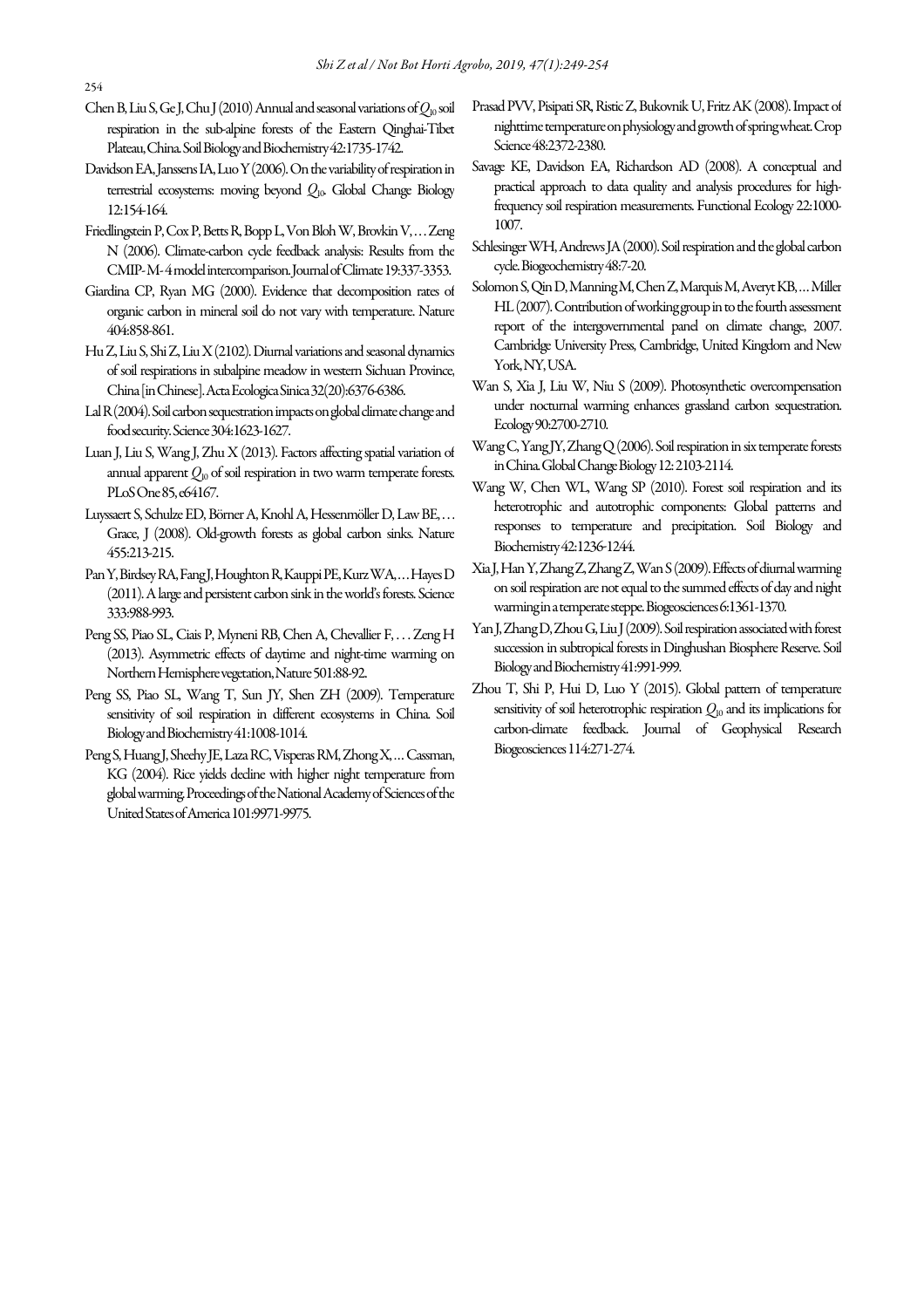Chen B, Liu S, Ge J, Chu J (2010) Annual and seasonal variations of $Q_{10}$ soil respiration in the sub-alpine forests of the Eastern Qinghai-Tibet Plateau, China. Soil Biology and Biochemistry 42:1735-1742.

Davidson EA, Janssens IA, Luo Y (2006). On the variability of respiration in terrestrial ecosystems: moving beyond $Q_{10}$. Global Change Biology 12:154-164.

Friedlingstein P, Cox P, Betts R, Bopp L, Von Bloh W, Brovkin V, … Zeng N (2006). Climate-carbon cycle feedback analysis: Results from the CMIP-M-4 model intercomparison. Journal of Climate 19:337-3353.

Giardina CP, Ryan MG (2000). Evidence that decomposition rates of organic carbon in mineral soil do not vary with temperature. Nature 404:858-861.

Hu Z, Liu S, Shi Z, Liu X (2102). Diurnal variations and seasonal dynamics of soil respirations in subalpine meadow in western Sichuan Province, China [in Chinese]. Acta Ecologica Sinica 32(20):6376-6386.

Lal R (2004). Soil carbon sequestration impacts on global climate change and food security. Science 304:1623-1627.

Luan J, Liu S, Wang J, Zhu X (2013). Factors affecting spatial variation of annual apparent $Q_{10}$ of soil respiration in two warm temperate forests. PLoS One 85, e64167.

Luyssaert S, Schulze ED, Börner A, Knohl A, Hessenmöller D, Law BE, … Grace, J (2008). Old-growth forests as global carbon sinks. Nature 455:213-215.

Pan Y, Birdsey RA, Fang J, Houghton R, Kauppi PE, Kurz WA, … Hayes D (2011). A large and persistent carbon sink in the world's forests. Science 333:988-993.

Peng SS, Piao SL, Ciais P, Myneni RB, Chen A, Chevallier F, … Zeng H (2013). Asymmetric effects of daytime and night-time warming on Northern Hemisphere vegetation, Nature 501:88-92.

Peng SS, Piao SL, Wang T, Sun JY, Shen ZH (2009). Temperature sensitivity of soil respiration in different ecosystems in China. Soil Biology and Biochemistry 41:1008-1014.

Peng S, Huang J, Sheehy JE, Laza RC, Visperas RM, Zhong X, … Cassman, KG (2004). Rice yields decline with higher night temperature from global warming. Proceedings of the National Academy of Sciences of the United States of America 101:9971-9975.

Prasad PVV, Pisipati SR, Ristic Z, Bukovnik U, Fritz AK (2008). Impact of nighttime temperature on physiology and growth of spring wheat. Crop Science 48:2372-2380.

Savage KE, Davidson EA, Richardson AD (2008). A conceptual and practical approach to data quality and analysis procedures for high-frequency soil respiration measurements. Functional Ecology 22:1000-1007.

Schlesinger WH, Andrews JA (2000). Soil respiration and the global carbon cycle. Biogeochemistry 48:7-20.

Solomon S, Qin D, Manning M, Chen Z, Marquis M, Averyt KB, … Miller HL (2007). Contribution of working group in to the fourth assessment report of the intergovernmental panel on climate change, 2007. Cambridge University Press, Cambridge, United Kingdom and New York, NY, USA.

Wan S, Xia J, Liu W, Niu S (2009). Photosynthetic overcompensation under nocturnal warming enhances grassland carbon sequestration. Ecology 90:2700-2710.

Wang C, Yang JY, Zhang Q (2006). Soil respiration in six temperate forests in China. Global Change Biology 12: 2103-2114.

Wang W, Chen WL, Wang SP (2010). Forest soil respiration and its heterotrophic and autotrophic components: Global patterns and responses to temperature and precipitation. Soil Biology and Biochemistry 42:1236-1244.

Xia J, Han Y, Zhang Z, Zhang Z, Wan S (2009). Effects of diurnal warming on soil respiration are not equal to the summed effects of day and night warming in a temperate steppe. Biogeosciences 6:1361-1370.

Yan J, Zhang D, Zhou G, Liu J (2009). Soil respiration associated with forest succession in subtropical forests in Dinghushan Biosphere Reserve. Soil Biology and Biochemistry 41:991-999.

Zhou T, Shi P, Hui D, Luo Y (2015). Global pattern of temperature sensitivity of soil heterotrophic respiration $Q_{10}$ and its implications for carbon-climate feedback. Journal of Geophysical Research Biogeosciences 114:271-274.